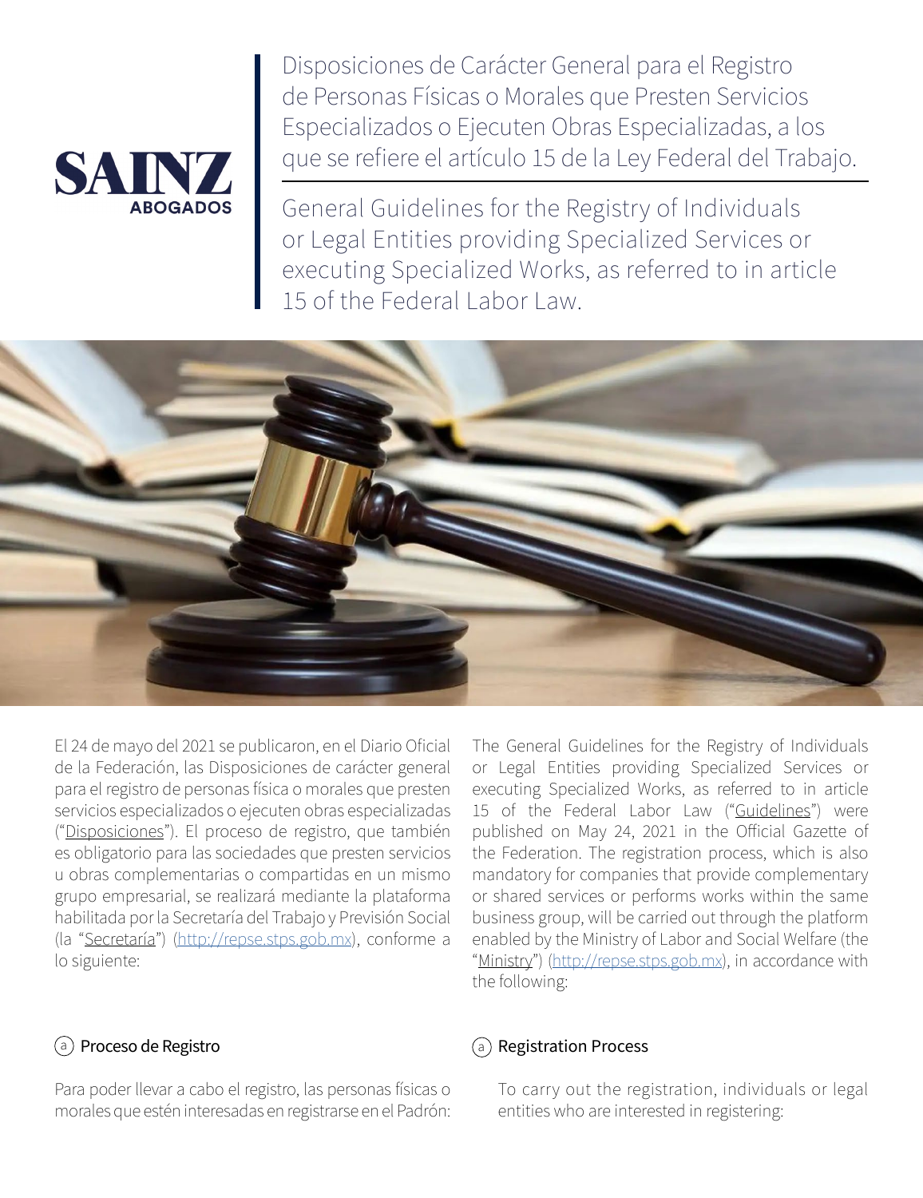SAINZ ABOGADOS

# Disposiciones de Carácter General para el Registro de Personas Físicas o Morales que Presten Servicios Especializados o Ejecuten Obras Especializadas, a los que se refiere el artículo 15 de la Ley Federal del Trabajo.

# General Guidelines for the Registry of Individuals or Legal Entities providing Specialized Services or executing Specialized Works, as referred to in article 15 of the Federal Labor Law.

El 24 de mayo del 2021 se publicaron, en el Diario Oficial de la Federación, las Disposiciones de carácter general para el registro de personas física o morales que presten servicios especializados o ejecuten obras especializadas ("Disposiciones"). El proceso de registro, que también es obligatorio para las sociedades que presten servicios u obras complementarias o compartidas en un mismo grupo empresarial, se realizará mediante la plataforma habilitada por la Secretaría del Trabajo y Previsión Social (la "Secretaría") (http://repse.stps.gob.mx), conforme a lo siguiente:

The General Guidelines for the Registry of Individuals or Legal Entities providing Specialized Services or executing Specialized Works, as referred to in article 15 of the Federal Labor Law ("Guidelines") were published on May 24, 2021 in the Official Gazette of the Federation. The registration process, which is also mandatory for companies that provide complementary or shared services or performs works within the same business group, will be carried out through the platform enabled by the Ministry of Labor and Social Welfare (the "Ministry") (http://repse.stps.gob.mx), in accordance with the following:

## a) Proceso de Registro

Para poder llevar a cabo el registro, las personas físicas o morales que estén interesadas en registrarse en el Padrón:

## a) Registration Process

To carry out the registration, individuals or legal entities who are interested in registering: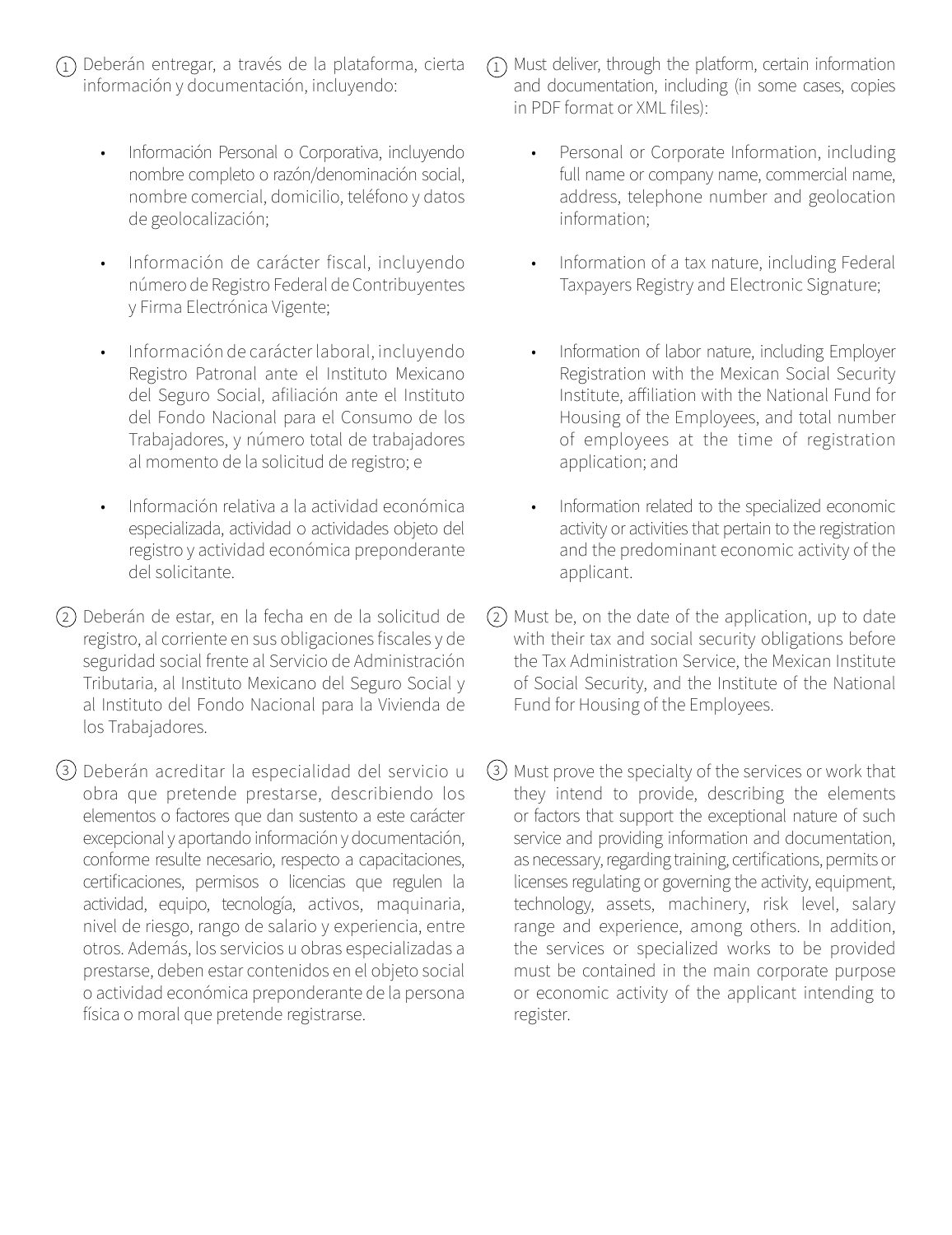1. Deberán entregar, a través de la plataforma, cierta información y documentación, incluyendo:

    - Información Personal o Corporativa, incluyendo nombre completo o razón/denominación social, nombre comercial, domicilio, teléfono y datos de geolocalización;
    - Información de carácter fiscal, incluyendo número de Registro Federal de Contribuyentes y Firma Electrónica Vigente;
    - Información de carácter laboral, incluyendo Registro Patronal ante el Instituto Mexicano del Seguro Social, afiliación ante el Instituto del Fondo Nacional para el Consumo de los Trabajadores, y número total de trabajadores al momento de la solicitud de registro; e
    - Información relativa a la actividad económica especializada, actividad o actividades objeto del registro y actividad económica preponderante del solicitante.

2. Deberán de estar, en la fecha en de la solicitud de registro, al corriente en sus obligaciones fiscales y de seguridad social frente al Servicio de Administración Tributaria, al Instituto Mexicano del Seguro Social y al Instituto del Fondo Nacional para la Vivienda de los Trabajadores.

3. Deberán acreditar la especialidad del servicio u obra que pretende prestarse, describiendo los elementos o factores que dan sustento a este carácter excepcional y aportando información y documentación, conforme resulte necesario, respecto a capacitaciones, certificaciones, permisos o licencias que regulen la actividad, equipo, tecnología, activos, maquinaria, nivel de riesgo, rango de salario y experiencia, entre otros. Además, los servicios u obras especializadas a prestarse, deben estar contenidos en el objeto social o actividad económica preponderante de la persona física o moral que pretende registrarse.

1. Must deliver, through the platform, certain information and documentation, including (in some cases, copies in PDF format or XML files):

    - Personal or Corporate Information, including full name or company name, commercial name, address, telephone number and geolocation information;
    - Information of a tax nature, including Federal Taxpayers Registry and Electronic Signature;
    - Information of labor nature, including Employer Registration with the Mexican Social Security Institute, affiliation with the National Fund for Housing of the Employees, and total number of employees at the time of registration application; and
    - Information related to the specialized economic activity or activities that pertain to the registration and the predominant economic activity of the applicant.

2. Must be, on the date of the application, up to date with their tax and social security obligations before the Tax Administration Service, the Mexican Institute of Social Security, and the Institute of the National Fund for Housing of the Employees.

3. Must prove the specialty of the services or work that they intend to provide, describing the elements or factors that support the exceptional nature of such service and providing information and documentation, as necessary, regarding training, certifications, permits or licenses regulating or governing the activity, equipment, technology, assets, machinery, risk level, salary range and experience, among others. In addition, the services or specialized works to be provided must be contained in the main corporate purpose or economic activity of the applicant intending to register.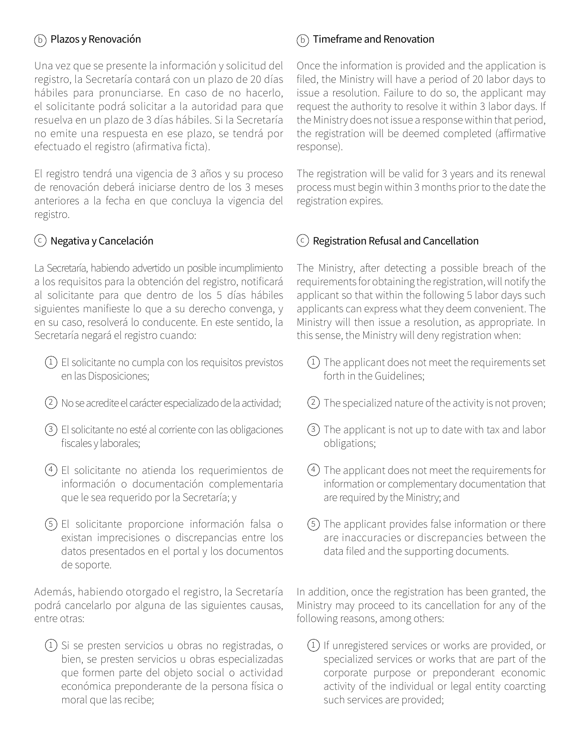### (b) Plazos y Renovación

Una vez que se presente la información y solicitud del registro, la Secretaría contará con un plazo de 20 días hábiles para pronunciarse. En caso de no hacerlo, el solicitante podrá solicitar a la autoridad para que resuelva en un plazo de 3 días hábiles. Si la Secretaría no emite una respuesta en ese plazo, se tendrá por efectuado el registro (afirmativa ficta).

El registro tendrá una vigencia de 3 años y su proceso de renovación deberá iniciarse dentro de los 3 meses anteriores a la fecha en que concluya la vigencia del registro.

### (c) Negativa y Cancelación

La Secretaría, habiendo advertido un posible incumplimiento a los requisitos para la obtención del registro, notificará al solicitante para que dentro de los 5 días hábiles siguientes manifieste lo que a su derecho convenga, y en su caso, resolverá lo conducente. En este sentido, la Secretaría negará el registro cuando:

1. El solicitante no cumpla con los requisitos previstos en las Disposiciones;
2. No se acredite el carácter especializado de la actividad;
3. El solicitante no esté al corriente con las obligaciones fiscales y laborales;
4. El solicitante no atienda los requerimientos de información o documentación complementaria que le sea requerido por la Secretaría; y
5. El solicitante proporcione información falsa o existan imprecisiones o discrepancias entre los datos presentados en el portal y los documentos de soporte.

Además, habiendo otorgado el registro, la Secretaría podrá cancelarlo por alguna de las siguientes causas, entre otras:

1. Si se presten servicios u obras no registradas, o bien, se presten servicios u obras especializadas que formen parte del objeto social o actividad económica preponderante de la persona física o moral que las recibe;

### (b) Timeframe and Renovation

Once the information is provided and the application is filed, the Ministry will have a period of 20 labor days to issue a resolution. Failure to do so, the applicant may request the authority to resolve it within 3 labor days. If the Ministry does not issue a response within that period, the registration will be deemed completed (affirmative response).

The registration will be valid for 3 years and its renewal process must begin within 3 months prior to the date the registration expires.

### (c) Registration Refusal and Cancellation

The Ministry, after detecting a possible breach of the requirements for obtaining the registration, will notify the applicant so that within the following 5 labor days such applicants can express what they deem convenient. The Ministry will then issue a resolution, as appropriate. In this sense, the Ministry will deny registration when:

1. The applicant does not meet the requirements set forth in the Guidelines;
2. The specialized nature of the activity is not proven;
3. The applicant is not up to date with tax and labor obligations;
4. The applicant does not meet the requirements for information or complementary documentation that are required by the Ministry; and
5. The applicant provides false information or there are inaccuracies or discrepancies between the data filed and the supporting documents.

In addition, once the registration has been granted, the Ministry may proceed to its cancellation for any of the following reasons, among others:

1. If unregistered services or works are provided, or specialized services or works that are part of the corporate purpose or preponderant economic activity of the individual or legal entity coarcting such services are provided;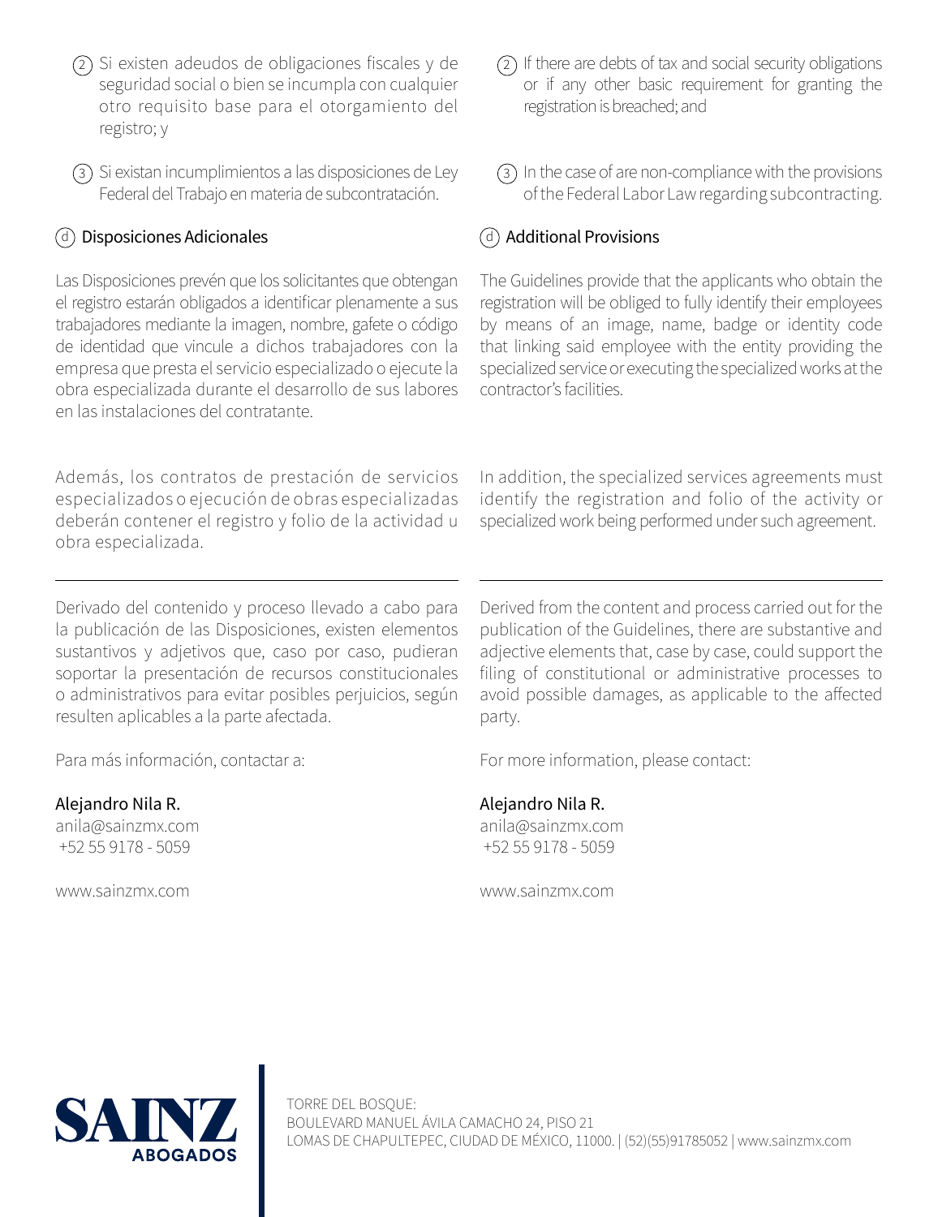2. Si existen adeudos de obligaciones fiscales y de seguridad social o bien se incumpla con cualquier otro requisito base para el otorgamiento del registro; y

3. Si existan incumplimientos a las disposiciones de Ley Federal del Trabajo en materia de subcontratación.

### d) Disposiciones Adicionales

Las Disposiciones prevén que los solicitantes que obtengan el registro estarán obligados a identificar plenamente a sus trabajadores mediante la imagen, nombre, gafete o código de identidad que vincule a dichos trabajadores con la empresa que presta el servicio especializado o ejecute la obra especializada durante el desarrollo de sus labores en las instalaciones del contratante.

Además, los contratos de prestación de servicios especializados o ejecución de obras especializadas deberán contener el registro y folio de la actividad u obra especializada.

---

Derivado del contenido y proceso llevado a cabo para la publicación de las Disposiciones, existen elementos sustantivos y adjetivos que, caso por caso, pudieran soportar la presentación de recursos constitucionales o administrativos para evitar posibles perjuicios, según resulten aplicables a la parte afectada.

Para más información, contactar a:

Alejandro Nila R.
anila@sainzmx.com
+52 55 9178 - 5059

www.sainzmx.com

2. If there are debts of tax and social security obligations or if any other basic requirement for granting the registration is breached; and

3. In the case of are non-compliance with the provisions of the Federal Labor Law regarding subcontracting.

### d) Additional Provisions

The Guidelines provide that the applicants who obtain the registration will be obliged to fully identify their employees by means of an image, name, badge or identity code that linking said employee with the entity providing the specialized service or executing the specialized works at the contractor's facilities.

In addition, the specialized services agreements must identify the registration and folio of the activity or specialized work being performed under such agreement.

---

Derived from the content and process carried out for the publication of the Guidelines, there are substantive and adjective elements that, case by case, could support the filing of constitutional or administrative processes to avoid possible damages, as applicable to the affected party.

For more information, please contact:

Alejandro Nila R.
anila@sainzmx.com
+52 55 9178 - 5059

www.sainzmx.com

SAINZ ABOGADOS

TORRE DEL BOSQUE:
BOULEVARD MANUEL ÁVILA CAMACHO 24, PISO 21
LOMAS DE CHAPULTEPEC, CIUDAD DE MÉXICO, 11000. | (52)(55)91785052 | www.sainzmx.com